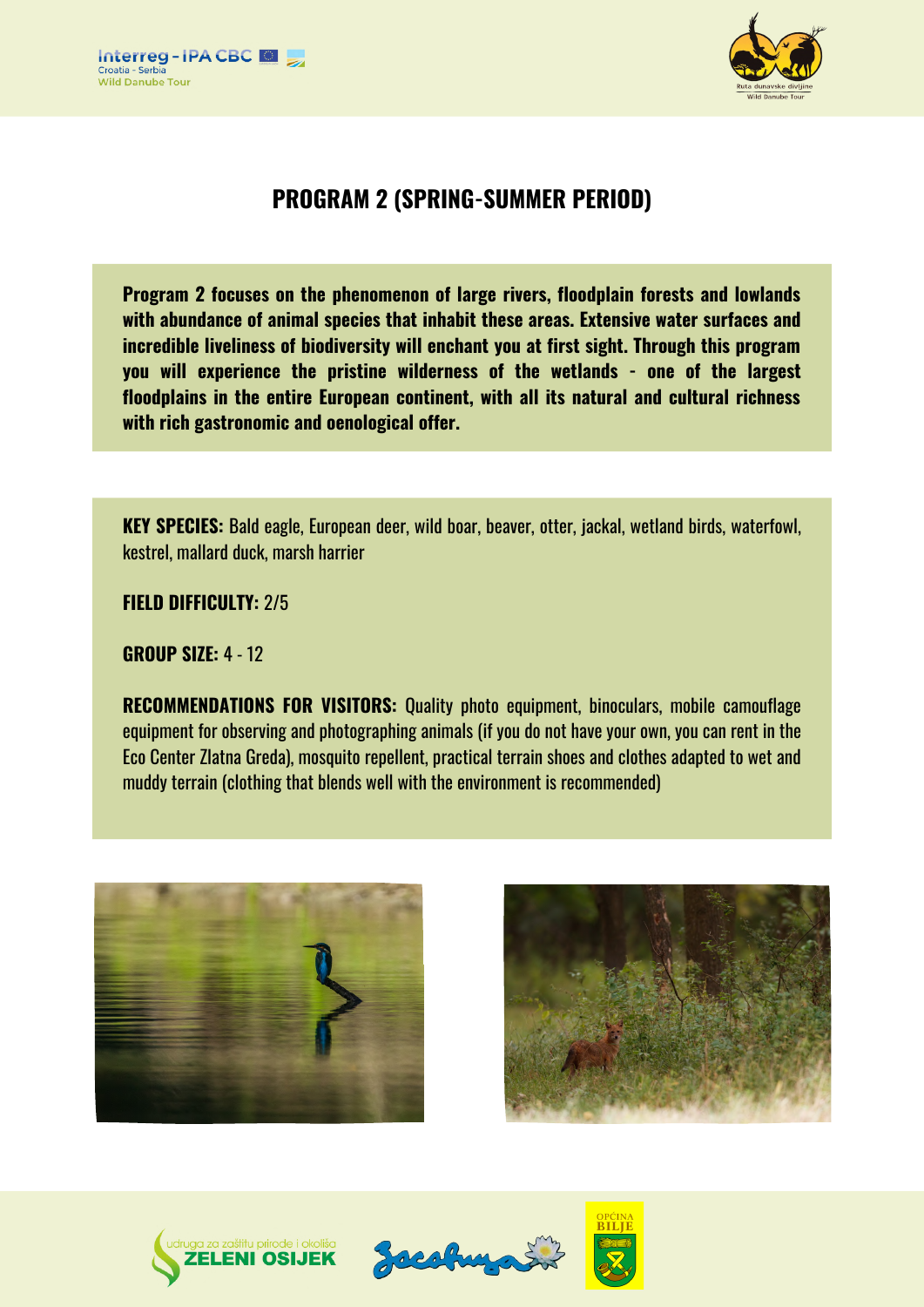# PROGRAM 2 (SPRING-SUMMER PERIOD)

**Program 2 focuses on the phenomenon of large rivers, floodplain forests and lowlands with abundance of animal species that inhabit these areas. Extensive water surfaces and incredible liveliness of biodiversity will enchant you at first sight. Through this program you will experience the pristine wilderness of the wetlands - one of the largest floodplains in the entire European continent, with all its natural and cultural richness with rich gastronomic and oenological offer.**

**KEY SPECIES:** Bald eagle, European deer, wild boar, beaver, otter, jackal, wetland birds, waterfowl, kestrel, mallard duck, marsh harrier

**FIELD DIFFICULTY:** 2/5

**GROUP SIZE:** 4 - 12

**RECOMMENDATIONS FOR VISITORS:** Quality photo equipment, binoculars, mobile camouflage equipment for observing and photographing animals (if you do not have your own, you can rent in the Eco Center Zlatna Greda), mosquito repellent, practical terrain shoes and clothes adapted to wet and muddy terrain (clothing that blends well with the environment is recommended)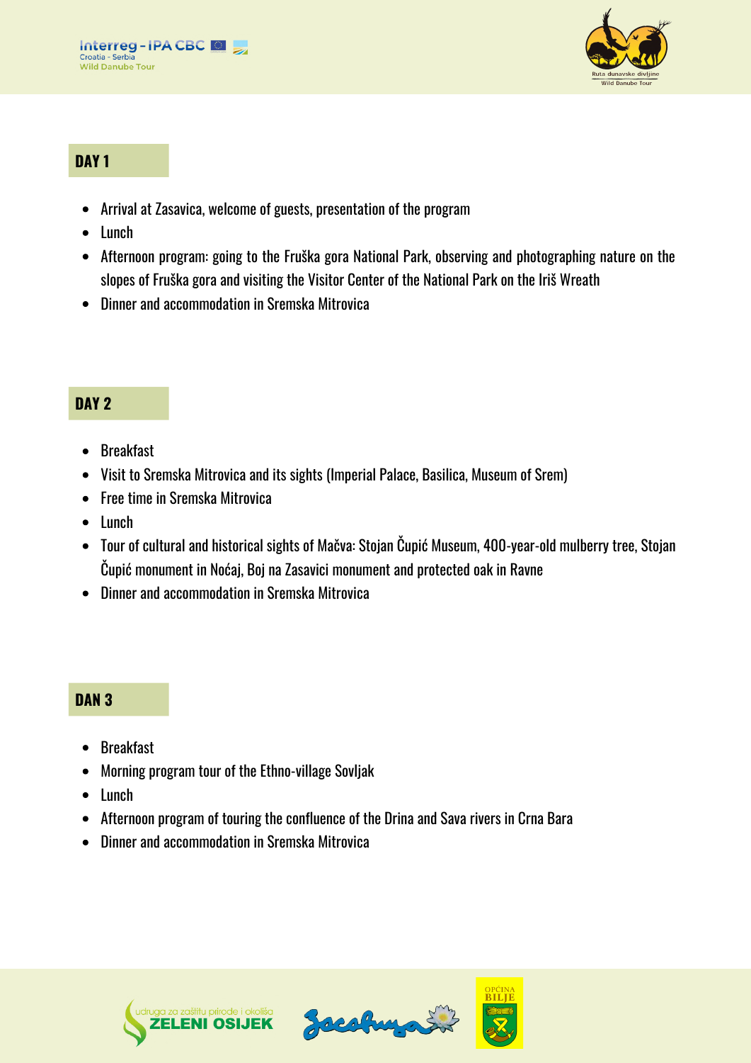## DAY 1

- Arrival at Zasavica, welcome of guests, presentation of the program
- Lunch
- Afternoon program: going to the Fruška gora National Park, observing and photographing nature on the slopes of Fruška gora and visiting the Visitor Center of the National Park on the Iriš Wreath
- Dinner and accommodation in Sremska Mitrovica

## DAY 2

- Breakfast
- Visit to Sremska Mitrovica and its sights (Imperial Palace, Basilica, Museum of Srem)
- Free time in Sremska Mitrovica
- Lunch
- Tour of cultural and historical sights of Mačva: Stojan Čupić Museum, 400-year-old mulberry tree, Stojan Čupić monument in Noćaj, Boj na Zasavici monument and protected oak in Ravne
- Dinner and accommodation in Sremska Mitrovica

## DAN 3

- Breakfast
- Morning program tour of the Ethno-village Sovljak
- Lunch
- Afternoon program of touring the confluence of the Drina and Sava rivers in Crna Bara
- Dinner and accommodation in Sremska Mitrovica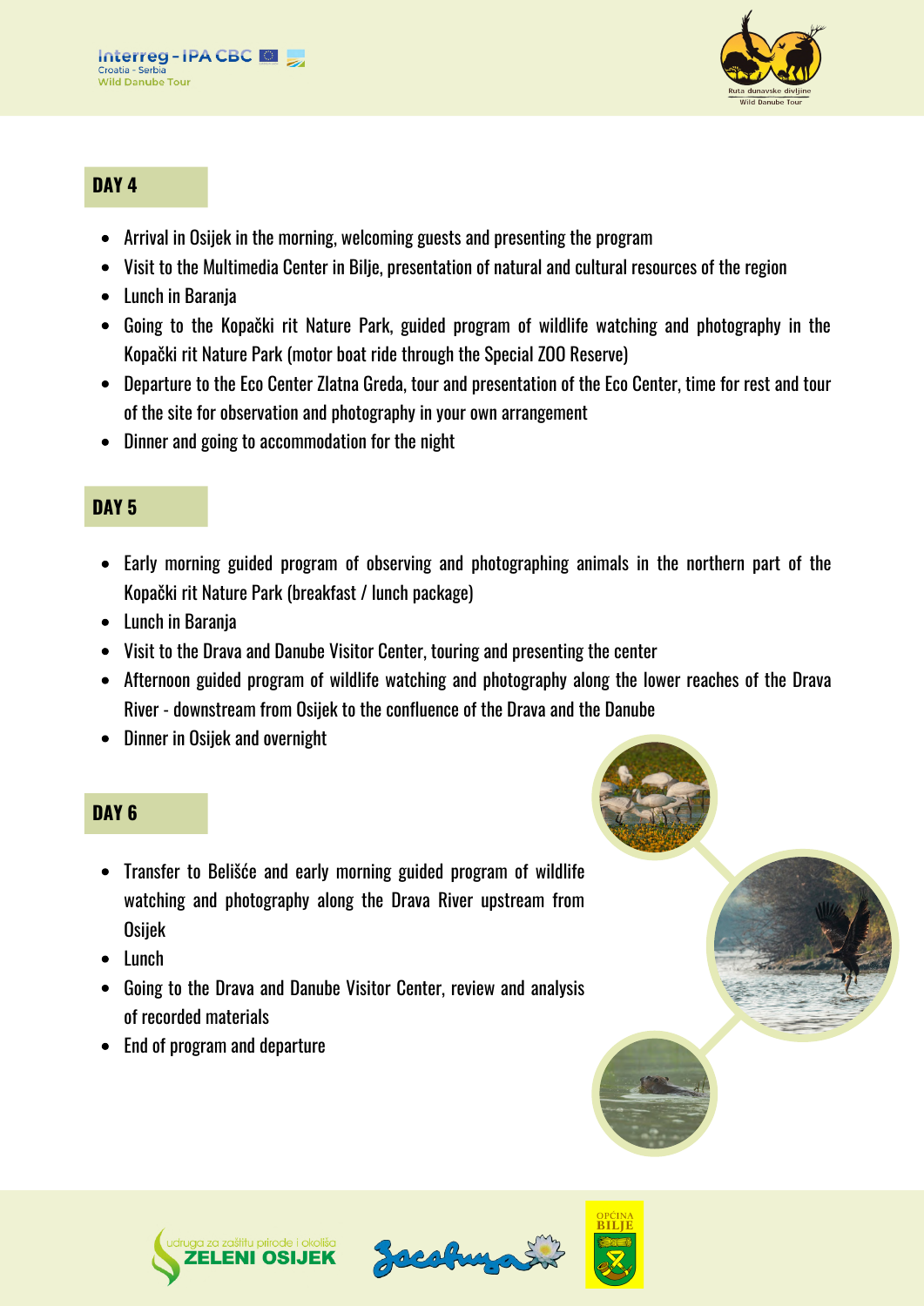## DAY 4

- Arrival in Osijek in the morning, welcoming guests and presenting the program
- Visit to the Multimedia Center in Bilje, presentation of natural and cultural resources of the region
- Lunch in Baranja
- Going to the Kopački rit Nature Park, guided program of wildlife watching and photography in the Kopački rit Nature Park (motor boat ride through the Special ZOO Reserve)
- Departure to the Eco Center Zlatna Greda, tour and presentation of the Eco Center, time for rest and tour of the site for observation and photography in your own arrangement
- Dinner and going to accommodation for the night

## DAY 5

- Early morning guided program of observing and photographing animals in the northern part of the Kopački rit Nature Park (breakfast / lunch package)
- Lunch in Baranja
- Visit to the Drava and Danube Visitor Center, touring and presenting the center
- Afternoon guided program of wildlife watching and photography along the lower reaches of the Drava River - downstream from Osijek to the confluence of the Drava and the Danube
- Dinner in Osijek and overnight

## DAY 6

- Transfer to Belišće and early morning guided program of wildlife watching and photography along the Drava River upstream from Osijek
- Lunch
- Going to the Drava and Danube Visitor Center, review and analysis of recorded materials
- End of program and departure